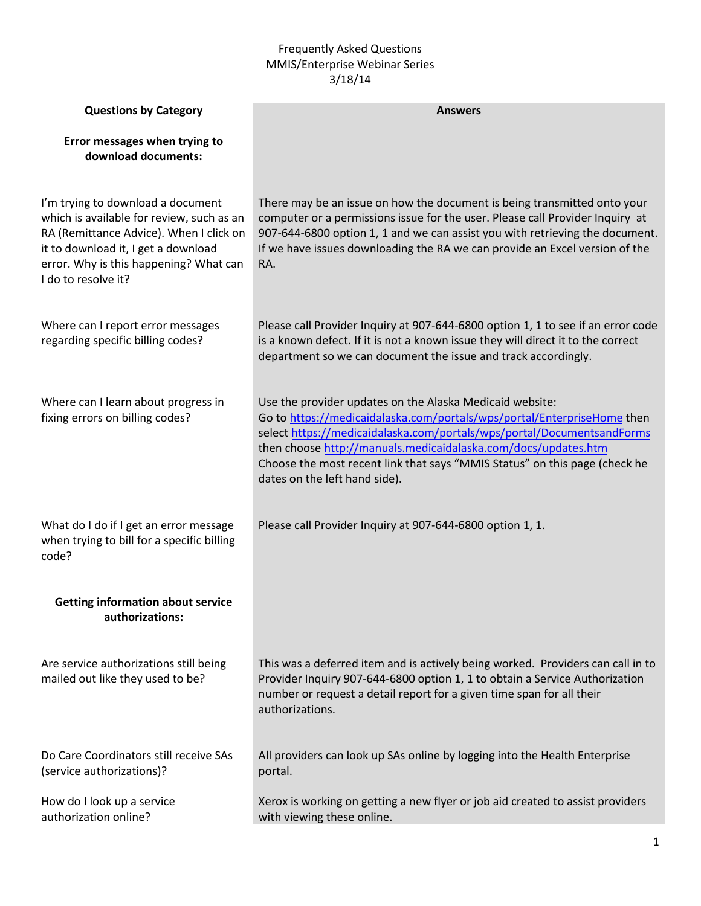# Frequently Asked Questions
## MMIS/Enterprise Webinar Series
### 3/18/14

| Questions by Category | Answers |
|---|---|
| **Error messages when trying to download documents:** | |
| I'm trying to download a document which is available for review, such as an RA (Remittance Advice). When I click on it to download it, I get a download error. Why is this happening? What can I do to resolve it? | There may be an issue on how the document is being transmitted onto your computer or a permissions issue for the user. Please call Provider Inquiry at 907-644-6800 option 1, 1 and we can assist you with retrieving the document. If we have issues downloading the RA we can provide an Excel version of the RA. |
| Where can I report error messages regarding specific billing codes? | Please call Provider Inquiry at 907-644-6800 option 1, 1 to see if an error code is a known defect. If it is not a known issue they will direct it to the correct department so we can document the issue and track accordingly. |
| Where can I learn about progress in fixing errors on billing codes? | Use the provider updates on the Alaska Medicaid website: Go to https://medicaidalaska.com/portals/wps/portal/EnterpriseHome then select https://medicaidalaska.com/portals/wps/portal/DocumentsandForms then choose http://manuals.medicaidalaska.com/docs/updates.htm Choose the most recent link that says "MMIS Status" on this page (check he dates on the left hand side). |
| What do I do if I get an error message when trying to bill for a specific billing code? | Please call Provider Inquiry at 907-644-6800 option 1, 1. |
| **Getting information about service authorizations:** | |
| Are service authorizations still being mailed out like they used to be? | This was a deferred item and is actively being worked. Providers can call in to Provider Inquiry 907-644-6800 option 1, 1 to obtain a Service Authorization number or request a detail report for a given time span for all their authorizations. |
| Do Care Coordinators still receive SAs (service authorizations)? | All providers can look up SAs online by logging into the Health Enterprise portal. |
| How do I look up a service authorization online? | Xerox is working on getting a new flyer or job aid created to assist providers with viewing these online. |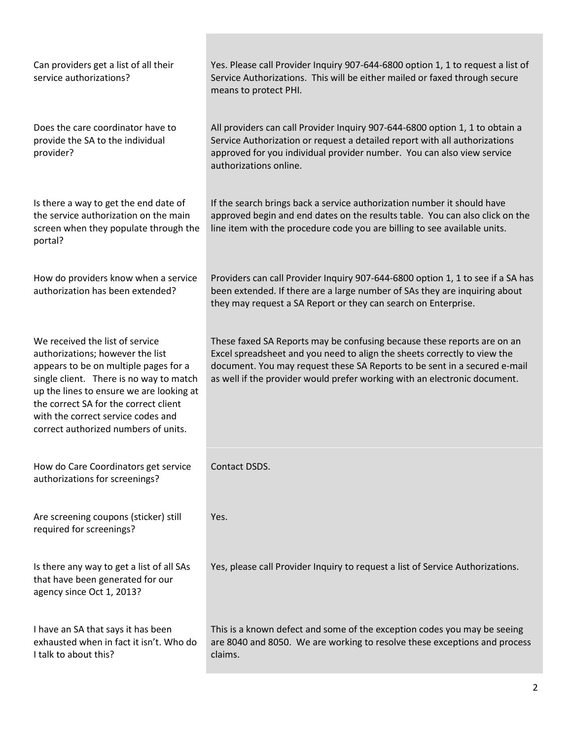| | |
|---|---|
| Can providers get a list of all their service authorizations? | Yes. Please call Provider Inquiry 907-644-6800 option 1, 1 to request a list of Service Authorizations. This will be either mailed or faxed through secure means to protect PHI. |
| Does the care coordinator have to provide the SA to the individual provider? | All providers can call Provider Inquiry 907-644-6800 option 1, 1 to obtain a Service Authorization or request a detailed report with all authorizations approved for you individual provider number. You can also view service authorizations online. |
| Is there a way to get the end date of the service authorization on the main screen when they populate through the portal? | If the search brings back a service authorization number it should have approved begin and end dates on the results table. You can also click on the line item with the procedure code you are billing to see available units. |
| How do providers know when a service authorization has been extended? | Providers can call Provider Inquiry 907-644-6800 option 1, 1 to see if a SA has been extended. If there are a large number of SAs they are inquiring about they may request a SA Report or they can search on Enterprise. |
| We received the list of service authorizations; however the list appears to be on multiple pages for a single client. There is no way to match up the lines to ensure we are looking at the correct SA for the correct client with the correct service codes and correct authorized numbers of units. | These faxed SA Reports may be confusing because these reports are on an Excel spreadsheet and you need to align the sheets correctly to view the document. You may request these SA Reports to be sent in a secured e-mail as well if the provider would prefer working with an electronic document. |
| How do Care Coordinators get service authorizations for screenings? | Contact DSDS. |
| Are screening coupons (sticker) still required for screenings? | Yes. |
| Is there any way to get a list of all SAs that have been generated for our agency since Oct 1, 2013? | Yes, please call Provider Inquiry to request a list of Service Authorizations. |
| I have an SA that says it has been exhausted when in fact it isn't. Who do I talk to about this? | This is a known defect and some of the exception codes you may be seeing are 8040 and 8050. We are working to resolve these exceptions and process claims. |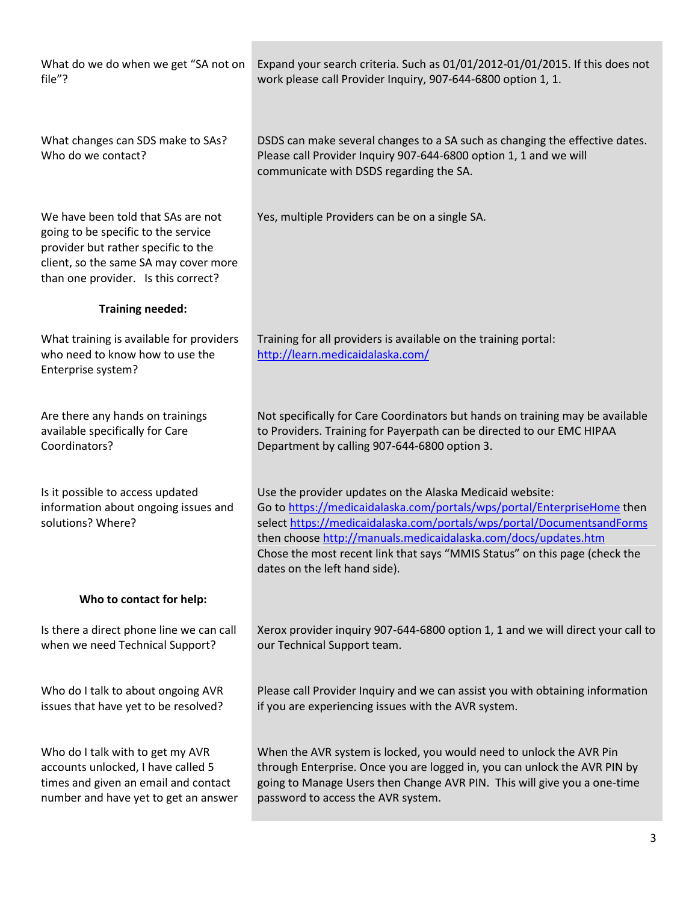| | |
|---|---|
| What do we do when we get "SA not on file"? | Expand your search criteria. Such as 01/01/2012-01/01/2015. If this does not work please call Provider Inquiry, 907-644-6800 option 1, 1. |
| What changes can SDS make to SAs? Who do we contact? | DSDS can make several changes to a SA such as changing the effective dates. Please call Provider Inquiry 907-644-6800 option 1, 1 and we will communicate with DSDS regarding the SA. |
| We have been told that SAs are not going to be specific to the service provider but rather specific to the client, so the same SA may cover more than one provider. Is this correct? | Yes, multiple Providers can be on a single SA. |
| **Training needed:** | |
| What training is available for providers who need to know how to use the Enterprise system? | Training for all providers is available on the training portal: http://learn.medicaidalaska.com/ |
| Are there any hands on trainings available specifically for Care Coordinators? | Not specifically for Care Coordinators but hands on training may be available to Providers. Training for Payerpath can be directed to our EMC HIPAA Department by calling 907-644-6800 option 3. |
| Is it possible to access updated information about ongoing issues and solutions? Where? | Use the provider updates on the Alaska Medicaid website: Go to https://medicaidalaska.com/portals/wps/portal/EnterpriseHome then select https://medicaidalaska.com/portals/wps/portal/DocumentsandForms then choose http://manuals.medicaidalaska.com/docs/updates.htm Chose the most recent link that says "MMIS Status" on this page (check the dates on the left hand side). |
| **Who to contact for help:** | |
| Is there a direct phone line we can call when we need Technical Support? | Xerox provider inquiry 907-644-6800 option 1, 1 and we will direct your call to our Technical Support team. |
| Who do I talk to about ongoing AVR issues that have yet to be resolved? | Please call Provider Inquiry and we can assist you with obtaining information if you are experiencing issues with the AVR system. |
| Who do I talk with to get my AVR accounts unlocked, I have called 5 times and given an email and contact number and have yet to get an answer | When the AVR system is locked, you would need to unlock the AVR Pin through Enterprise. Once you are logged in, you can unlock the AVR PIN by going to Manage Users then Change AVR PIN. This will give you a one-time password to access the AVR system. |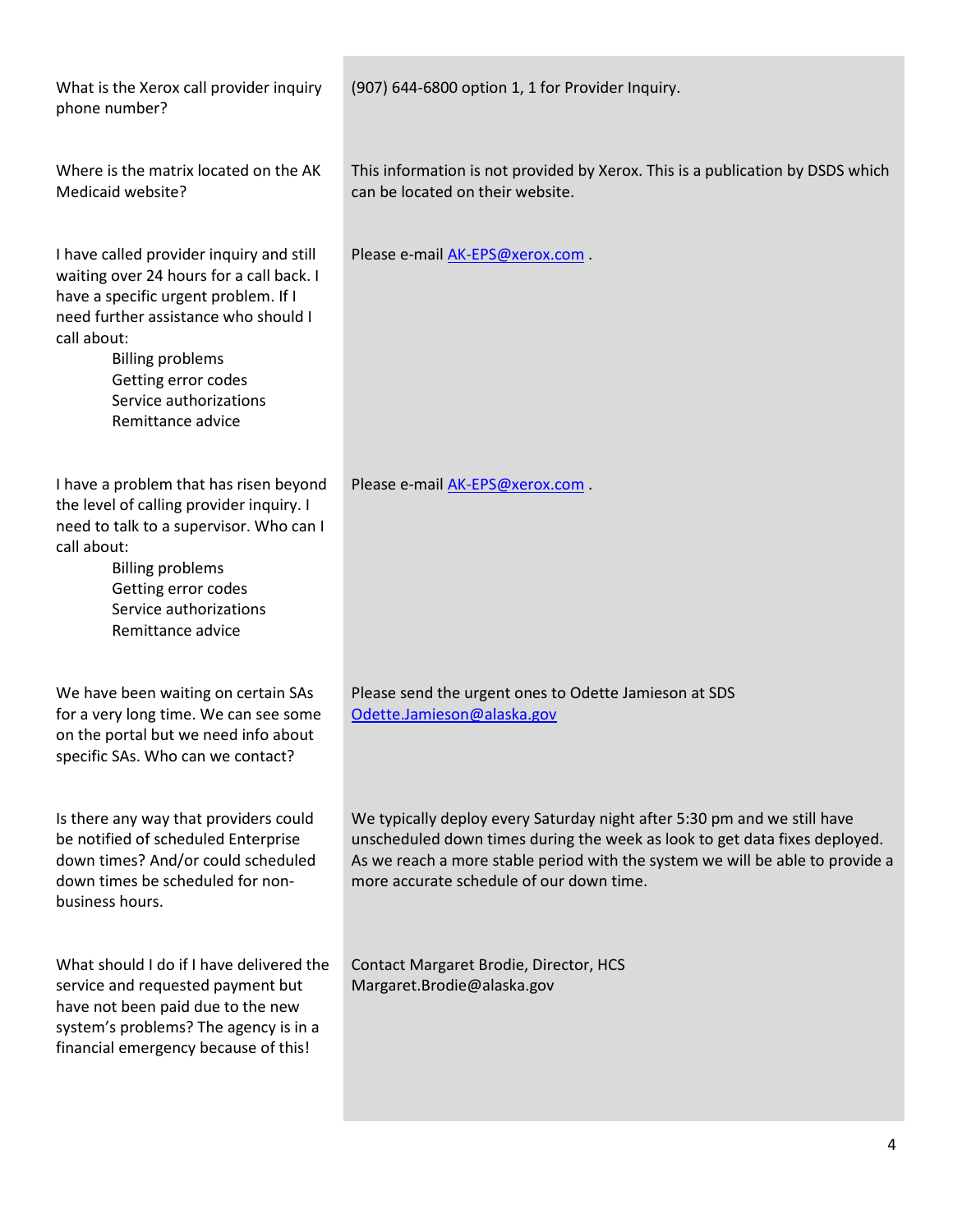| | |
|---|---|
| What is the Xerox call provider inquiry phone number? | (907) 644-6800 option 1, 1 for Provider Inquiry. |
| Where is the matrix located on the AK Medicaid website? | This information is not provided by Xerox. This is a publication by DSDS which can be located on their website. |
| I have called provider inquiry and still waiting over 24 hours for a call back. I have a specific urgent problem. If I need further assistance who should I call about:<br>Billing problems<br>Getting error codes<br>Service authorizations<br>Remittance advice | Please e-mail AK-EPS@xerox.com . |
| I have a problem that has risen beyond the level of calling provider inquiry. I need to talk to a supervisor. Who can I call about:<br>Billing problems<br>Getting error codes<br>Service authorizations<br>Remittance advice | Please e-mail AK-EPS@xerox.com . |
| We have been waiting on certain SAs for a very long time. We can see some on the portal but we need info about specific SAs. Who can we contact? | Please send the urgent ones to Odette Jamieson at SDS Odette.Jamieson@alaska.gov |
| Is there any way that providers could be notified of scheduled Enterprise down times? And/or could scheduled down times be scheduled for non-business hours. | We typically deploy every Saturday night after 5:30 pm and we still have unscheduled down times during the week as look to get data fixes deployed. As we reach a more stable period with the system we will be able to provide a more accurate schedule of our down time. |
| What should I do if I have delivered the service and requested payment but have not been paid due to the new system's problems? The agency is in a financial emergency because of this! | Contact Margaret Brodie, Director, HCS<br>Margaret.Brodie@alaska.gov |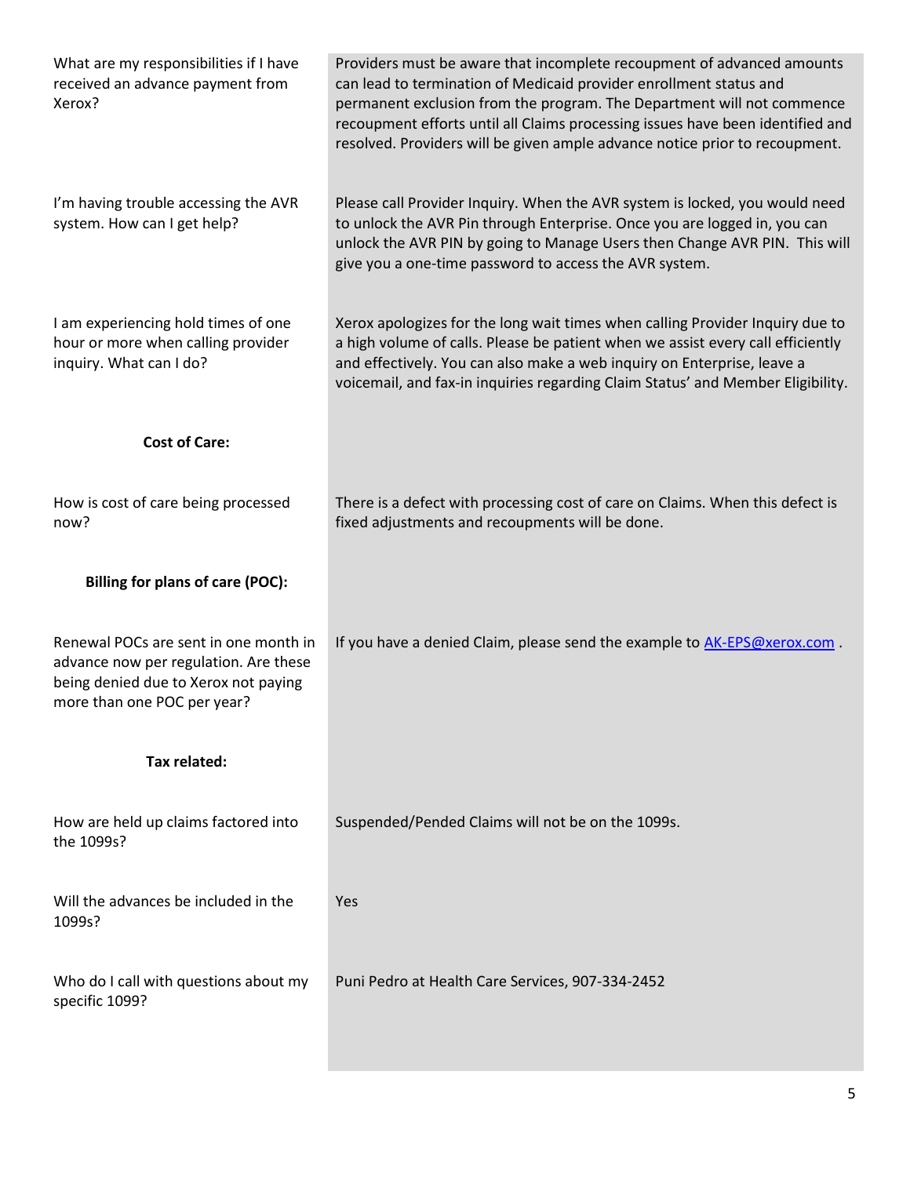| | |
|---|---|
| What are my responsibilities if I have received an advance payment from Xerox? | Providers must be aware that incomplete recoupment of advanced amounts can lead to termination of Medicaid provider enrollment status and permanent exclusion from the program. The Department will not commence recoupment efforts until all Claims processing issues have been identified and resolved. Providers will be given ample advance notice prior to recoupment. |
| I'm having trouble accessing the AVR system. How can I get help? | Please call Provider Inquiry. When the AVR system is locked, you would need to unlock the AVR Pin through Enterprise. Once you are logged in, you can unlock the AVR PIN by going to Manage Users then Change AVR PIN. This will give you a one-time password to access the AVR system. |
| I am experiencing hold times of one hour or more when calling provider inquiry. What can I do? | Xerox apologizes for the long wait times when calling Provider Inquiry due to a high volume of calls. Please be patient when we assist every call efficiently and effectively. You can also make a web inquiry on Enterprise, leave a voicemail, and fax-in inquiries regarding Claim Status' and Member Eligibility. |
| **Cost of Care:** | |
| How is cost of care being processed now? | There is a defect with processing cost of care on Claims. When this defect is fixed adjustments and recoupments will be done. |
| **Billing for plans of care (POC):** | |
| Renewal POCs are sent in one month in advance now per regulation. Are these being denied due to Xerox not paying more than one POC per year? | If you have a denied Claim, please send the example to AK-EPS@xerox.com . |
| **Tax related:** | |
| How are held up claims factored into the 1099s? | Suspended/Pended Claims will not be on the 1099s. |
| Will the advances be included in the 1099s? | Yes |
| Who do I call with questions about my specific 1099? | Puni Pedro at Health Care Services, 907-334-2452 |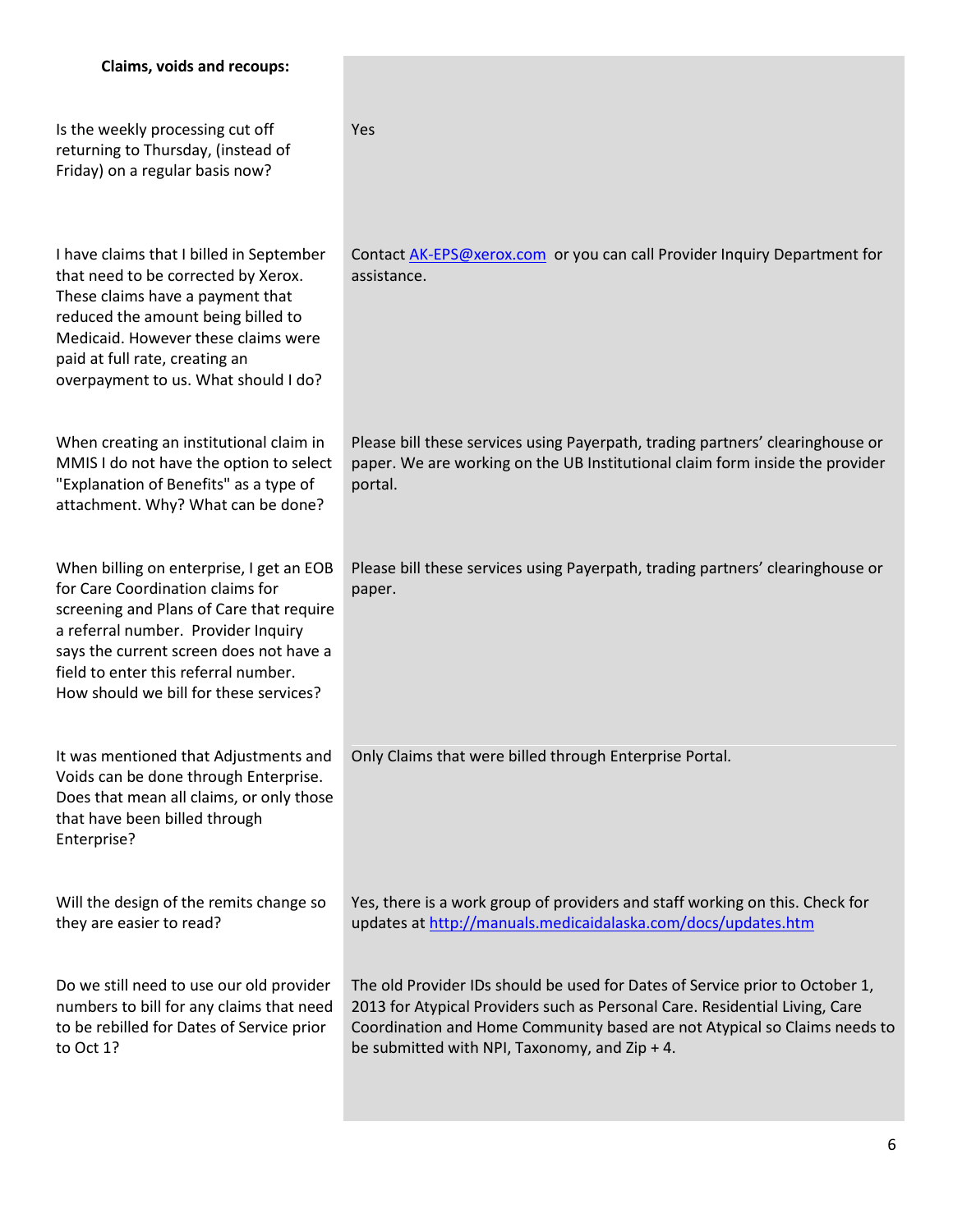**Claims, voids and recoups:**

| Question | Answer |
| --- | --- |
| Is the weekly processing cut off returning to Thursday, (instead of Friday) on a regular basis now? | Yes |
| I have claims that I billed in September that need to be corrected by Xerox. These claims have a payment that reduced the amount being billed to Medicaid. However these claims were paid at full rate, creating an overpayment to us. What should I do? | Contact [AK-EPS@xerox.com](mailto:AK-EPS@xerox.com) or you can call Provider Inquiry Department for assistance. |
| When creating an institutional claim in MMIS I do not have the option to select "Explanation of Benefits" as a type of attachment. Why? What can be done? | Please bill these services using Payerpath, trading partners' clearinghouse or paper. We are working on the UB Institutional claim form inside the provider portal. |
| When billing on enterprise, I get an EOB for Care Coordination claims for screening and Plans of Care that require a referral number. Provider Inquiry says the current screen does not have a field to enter this referral number. How should we bill for these services? | Please bill these services using Payerpath, trading partners' clearinghouse or paper. |
| It was mentioned that Adjustments and Voids can be done through Enterprise. Does that mean all claims, or only those that have been billed through Enterprise? | Only Claims that were billed through Enterprise Portal. |
| Will the design of the remits change so they are easier to read? | Yes, there is a work group of providers and staff working on this. Check for updates at [http://manuals.medicaidalaska.com/docs/updates.htm](http://manuals.medicaidalaska.com/docs/updates.htm) |
| Do we still need to use our old provider numbers to bill for any claims that need to be rebilled for Dates of Service prior to Oct 1? | The old Provider IDs should be used for Dates of Service prior to October 1, 2013 for Atypical Providers such as Personal Care. Residential Living, Care Coordination and Home Community based are not Atypical so Claims needs to be submitted with NPI, Taxonomy, and Zip + 4. |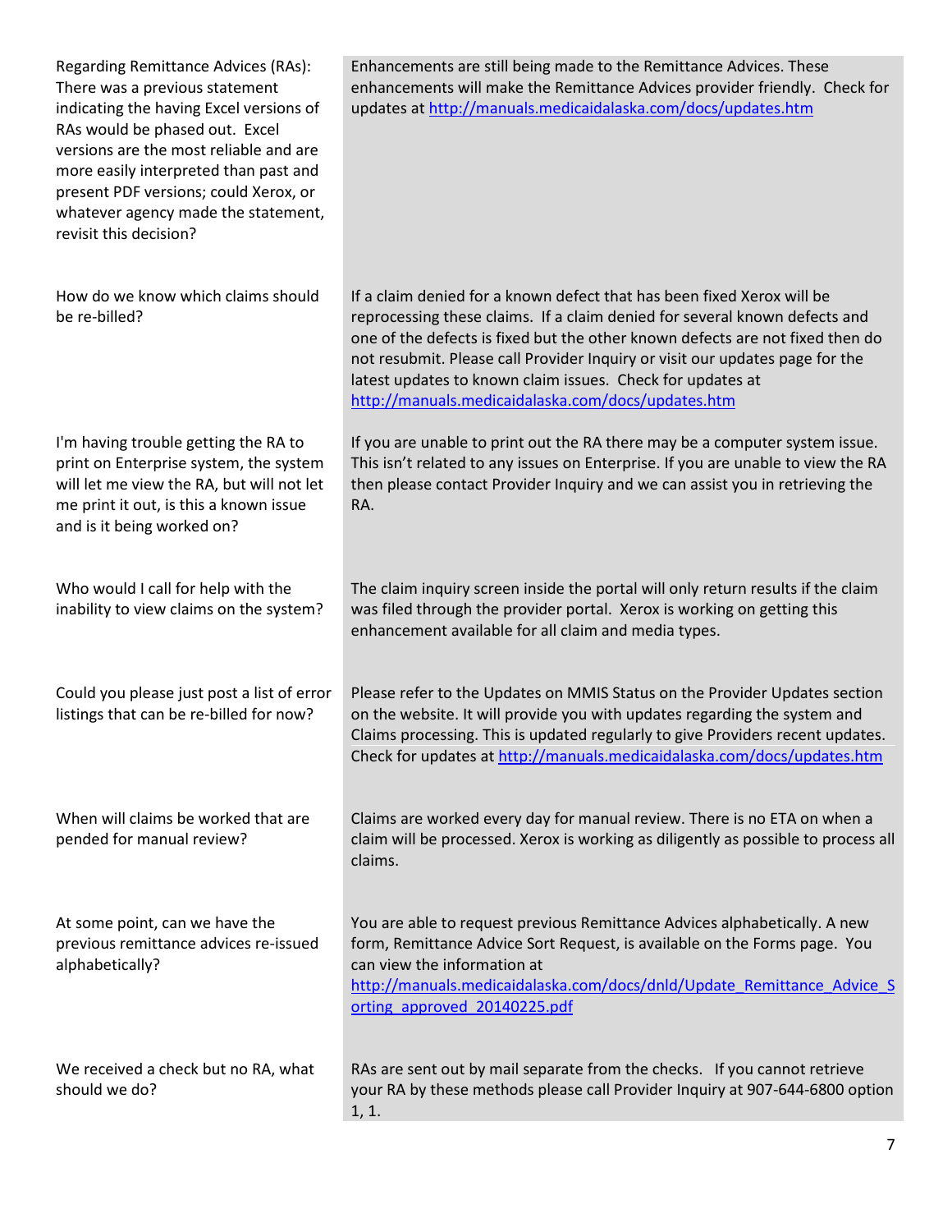| | |
|---|---|
| Regarding Remittance Advices (RAs): There was a previous statement indicating the having Excel versions of RAs would be phased out. Excel versions are the most reliable and are more easily interpreted than past and present PDF versions; could Xerox, or whatever agency made the statement, revisit this decision? | Enhancements are still being made to the Remittance Advices. These enhancements will make the Remittance Advices provider friendly. Check for updates at http://manuals.medicaidalaska.com/docs/updates.htm |
| How do we know which claims should be re-billed? | If a claim denied for a known defect that has been fixed Xerox will be reprocessing these claims. If a claim denied for several known defects and one of the defects is fixed but the other known defects are not fixed then do not resubmit. Please call Provider Inquiry or visit our updates page for the latest updates to known claim issues. Check for updates at http://manuals.medicaidalaska.com/docs/updates.htm |
| I'm having trouble getting the RA to print on Enterprise system, the system will let me view the RA, but will not let me print it out, is this a known issue and is it being worked on? | If you are unable to print out the RA there may be a computer system issue. This isn't related to any issues on Enterprise. If you are unable to view the RA then please contact Provider Inquiry and we can assist you in retrieving the RA. |
| Who would I call for help with the inability to view claims on the system? | The claim inquiry screen inside the portal will only return results if the claim was filed through the provider portal. Xerox is working on getting this enhancement available for all claim and media types. |
| Could you please just post a list of error listings that can be re-billed for now? | Please refer to the Updates on MMIS Status on the Provider Updates section on the website. It will provide you with updates regarding the system and Claims processing. This is updated regularly to give Providers recent updates. Check for updates at http://manuals.medicaidalaska.com/docs/updates.htm |
| When will claims be worked that are pended for manual review? | Claims are worked every day for manual review. There is no ETA on when a claim will be processed. Xerox is working as diligently as possible to process all claims. |
| At some point, can we have the previous remittance advices re-issued alphabetically? | You are able to request previous Remittance Advices alphabetically. A new form, Remittance Advice Sort Request, is available on the Forms page. You can view the information at http://manuals.medicaidalaska.com/docs/dnld/Update_Remittance_Advice_Sorting_approved_20140225.pdf |
| We received a check but no RA, what should we do? | RAs are sent out by mail separate from the checks. If you cannot retrieve your RA by these methods please call Provider Inquiry at 907-644-6800 option 1, 1. |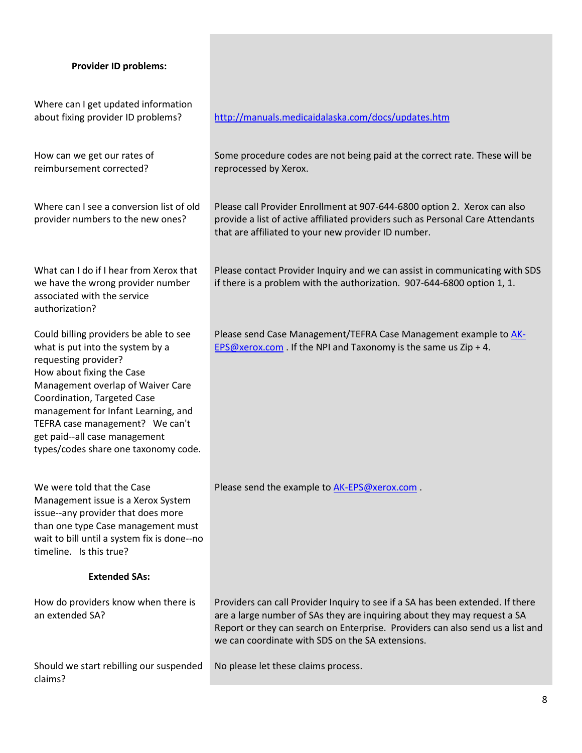| | |
|---|---|
| **Provider ID problems:** | |
| Where can I get updated information about fixing provider ID problems? | http://manuals.medicaidalaska.com/docs/updates.htm |
| How can we get our rates of reimbursement corrected? | Some procedure codes are not being paid at the correct rate. These will be reprocessed by Xerox. |
| Where can I see a conversion list of old provider numbers to the new ones? | Please call Provider Enrollment at 907-644-6800 option 2. Xerox can also provide a list of active affiliated providers such as Personal Care Attendants that are affiliated to your new provider ID number. |
| What can I do if I hear from Xerox that we have the wrong provider number associated with the service authorization? | Please contact Provider Inquiry and we can assist in communicating with SDS if there is a problem with the authorization. 907-644-6800 option 1, 1. |
| Could billing providers be able to see what is put into the system by a requesting provider? How about fixing the Case Management overlap of Waiver Care Coordination, Targeted Case management for Infant Learning, and TEFRA case management? We can't get paid--all case management types/codes share one taxonomy code. | Please send Case Management/TEFRA Case Management example to AK-EPS@xerox.com . If the NPI and Taxonomy is the same us Zip + 4. |
| We were told that the Case Management issue is a Xerox System issue--any provider that does more than one type Case management must wait to bill until a system fix is done--no timeline. Is this true? | Please send the example to AK-EPS@xerox.com . |
| **Extended SAs:** | |
| How do providers know when there is an extended SA? | Providers can call Provider Inquiry to see if a SA has been extended. If there are a large number of SAs they are inquiring about they may request a SA Report or they can search on Enterprise. Providers can also send us a list and we can coordinate with SDS on the SA extensions. |
| Should we start rebilling our suspended claims? | No please let these claims process. |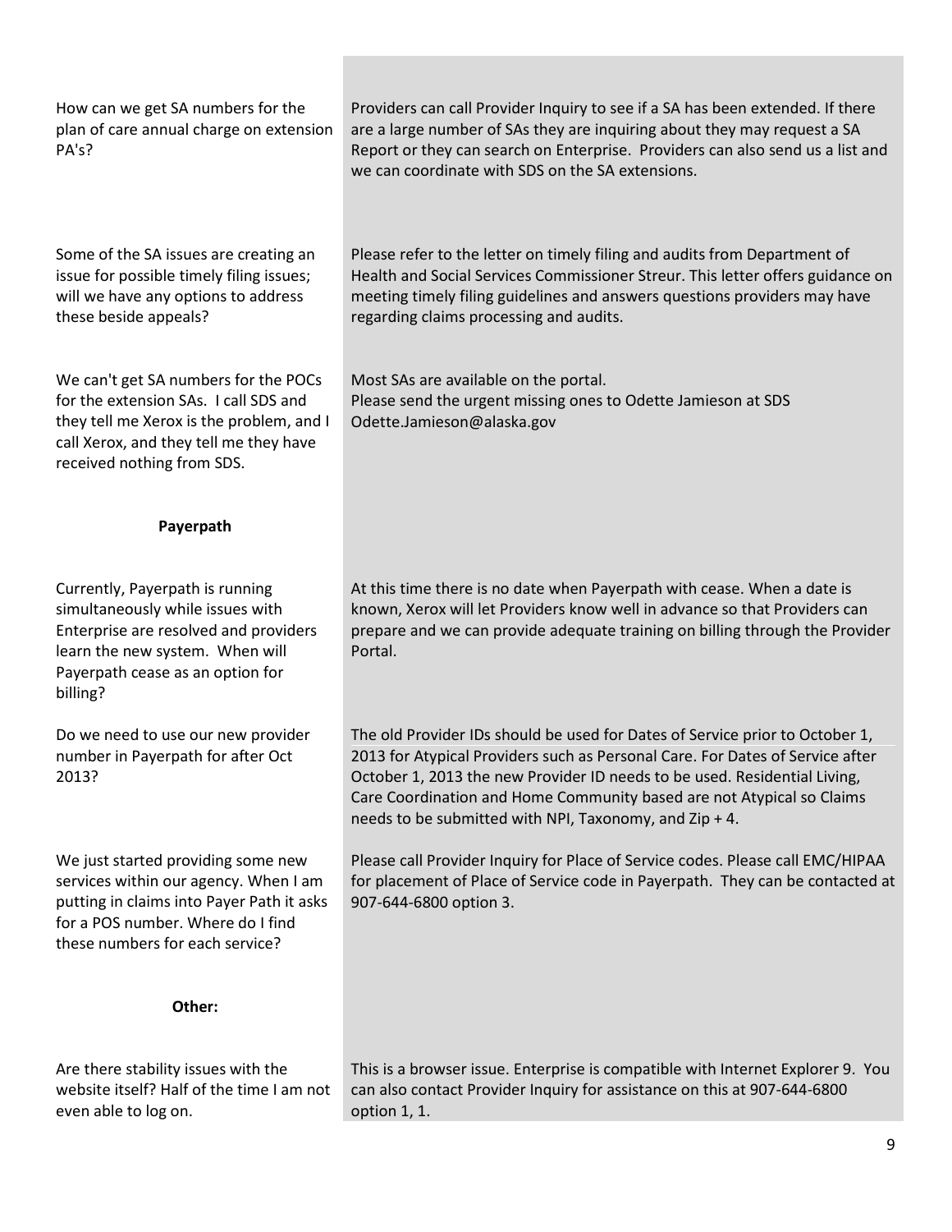| Question | Answer |
|---|---|
| How can we get SA numbers for the plan of care annual charge on extension PA's? | Providers can call Provider Inquiry to see if a SA has been extended. If there are a large number of SAs they are inquiring about they may request a SA Report or they can search on Enterprise. Providers can also send us a list and we can coordinate with SDS on the SA extensions. |
| Some of the SA issues are creating an issue for possible timely filing issues; will we have any options to address these beside appeals? | Please refer to the letter on timely filing and audits from Department of Health and Social Services Commissioner Streur. This letter offers guidance on meeting timely filing guidelines and answers questions providers may have regarding claims processing and audits. |
| We can't get SA numbers for the POCs for the extension SAs. I call SDS and they tell me Xerox is the problem, and I call Xerox, and they tell me they have received nothing from SDS. | Most SAs are available on the portal.<br>Please send the urgent missing ones to Odette Jamieson at SDS Odette.Jamieson@alaska.gov |
| **Payerpath** | |
| Currently, Payerpath is running simultaneously while issues with Enterprise are resolved and providers learn the new system. When will Payerpath cease as an option for billing? | At this time there is no date when Payerpath with cease. When a date is known, Xerox will let Providers know well in advance so that Providers can prepare and we can provide adequate training on billing through the Provider Portal. |
| Do we need to use our new provider number in Payerpath for after Oct 2013? | The old Provider IDs should be used for Dates of Service prior to October 1, 2013 for Atypical Providers such as Personal Care. For Dates of Service after October 1, 2013 the new Provider ID needs to be used. Residential Living, Care Coordination and Home Community based are not Atypical so Claims needs to be submitted with NPI, Taxonomy, and Zip + 4. |
| We just started providing some new services within our agency. When I am putting in claims into Payer Path it asks for a POS number. Where do I find these numbers for each service? | Please call Provider Inquiry for Place of Service codes. Please call EMC/HIPAA for placement of Place of Service code in Payerpath. They can be contacted at 907-644-6800 option 3. |
| **Other:** | |
| Are there stability issues with the website itself? Half of the time I am not even able to log on. | This is a browser issue. Enterprise is compatible with Internet Explorer 9. You can also contact Provider Inquiry for assistance on this at 907-644-6800 option 1, 1. |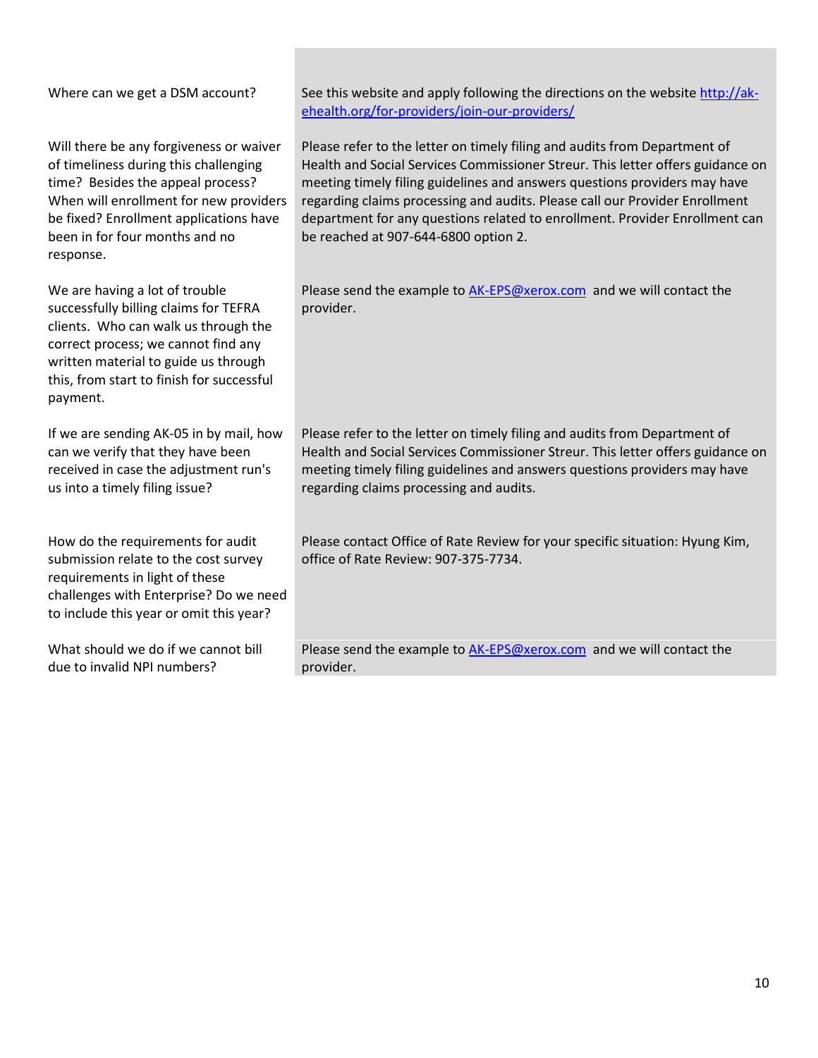| | |
|---|---|
| Where can we get a DSM account? | See this website and apply following the directions on the website http://ak-ehealth.org/for-providers/join-our-providers/ |
| Will there be any forgiveness or waiver of timeliness during this challenging time? Besides the appeal process? When will enrollment for new providers be fixed? Enrollment applications have been in for four months and no response. | Please refer to the letter on timely filing and audits from Department of Health and Social Services Commissioner Streur. This letter offers guidance on meeting timely filing guidelines and answers questions providers may have regarding claims processing and audits. Please call our Provider Enrollment department for any questions related to enrollment. Provider Enrollment can be reached at 907-644-6800 option 2. |
| We are having a lot of trouble successfully billing claims for TEFRA clients. Who can walk us through the correct process; we cannot find any written material to guide us through this, from start to finish for successful payment. | Please send the example to AK-EPS@xerox.com and we will contact the provider. |
| If we are sending AK-05 in by mail, how can we verify that they have been received in case the adjustment run's us into a timely filing issue? | Please refer to the letter on timely filing and audits from Department of Health and Social Services Commissioner Streur. This letter offers guidance on meeting timely filing guidelines and answers questions providers may have regarding claims processing and audits. |
| How do the requirements for audit submission relate to the cost survey requirements in light of these challenges with Enterprise? Do we need to include this year or omit this year? | Please contact Office of Rate Review for your specific situation: Hyung Kim, office of Rate Review: 907-375-7734. |
| What should we do if we cannot bill due to invalid NPI numbers? | Please send the example to AK-EPS@xerox.com and we will contact the provider. |